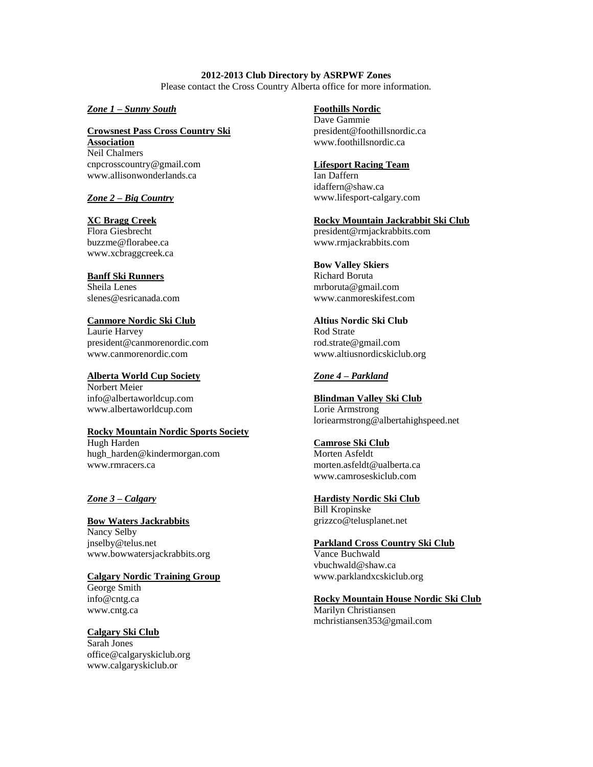**2012-2013 Club Directory by ASRPWF Zones**

Please contact the Cross Country Alberta office for more information.

## *Zone 1 – Sunny South*

**Crowsnest Pass Cross Country Ski Association**
Neil Chalmers
cnpcrosscountry@gmail.com
www.allisonwonderlands.ca

## *Zone 2 – Big Country*

**XC Bragg Creek**
Flora Giesbrecht
buzzme@florabee.ca
www.xcbraggcreek.ca

**Banff Ski Runners**
Sheila Lenes
slenes@esricanada.com

**Canmore Nordic Ski Club**
Laurie Harvey
president@canmorenordic.com
www.canmorenordic.com

**Alberta World Cup Society**
Norbert Meier
info@albertaworldcup.com
www.albertaworldcup.com

**Rocky Mountain Nordic Sports Society**
Hugh Harden
hugh_harden@kindermorgan.com
www.rmracers.ca

## *Zone 3 – Calgary*

**Bow Waters Jackrabbits**
Nancy Selby
jnselby@telus.net
www.bowwatersjackrabbits.org

**Calgary Nordic Training Group**
George Smith
info@cntg.ca
www.cntg.ca

**Calgary Ski Club**
Sarah Jones
office@calgaryskiclub.org
www.calgaryskiclub.or

**Foothills Nordic**
Dave Gammie
president@foothillsnordic.ca
www.foothillsnordic.ca

**Lifesport Racing Team**
Ian Daffern
idaffern@shaw.ca
www.lifesport-calgary.com

**Rocky Mountain Jackrabbit Ski Club**
president@rmjackrabbits.com
www.rmjackrabbits.com

**Bow Valley Skiers**
Richard Boruta
mrboruta@gmail.com
www.canmoreskifest.com

**Altius Nordic Ski Club**
Rod Strate
rod.strate@gmail.com
www.altiusnordicskiclub.org

## *Zone 4 – Parkland*

**Blindman Valley Ski Club**
Lorie Armstrong
loriearmstrong@albertahighspeed.net

**Camrose Ski Club**
Morten Asfeldt
morten.asfeldt@ualberta.ca
www.camroseskiclub.com

**Hardisty Nordic Ski Club**
Bill Kropinske
grizzco@telusplanet.net

**Parkland Cross Country Ski Club**
Vance Buchwald
vbuchwald@shaw.ca
www.parklandxcskiclub.org

**Rocky Mountain House Nordic Ski Club**
Marilyn Christiansen
mchristiansen353@gmail.com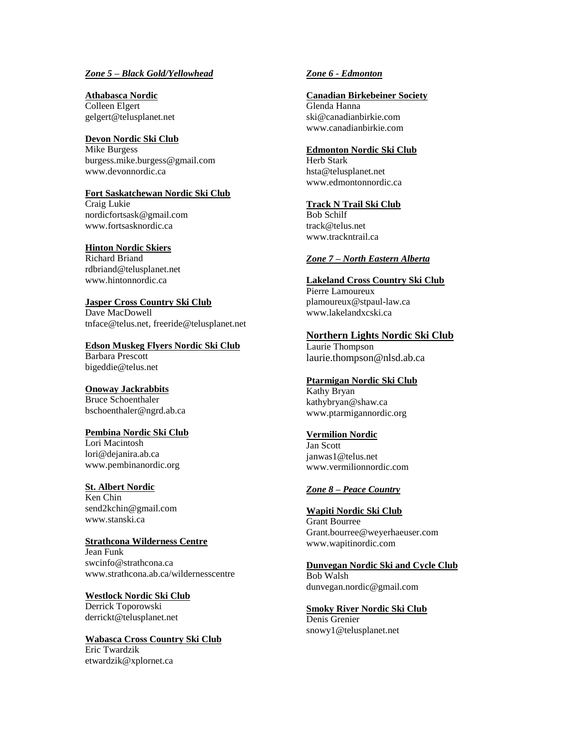***Zone 5 – Black Gold/Yellowhead***

**Athabasca Nordic**
Colleen Elgert
gelgert@telusplanet.net

**Devon Nordic Ski Club**
Mike Burgess
burgess.mike.burgess@gmail.com
www.devonnordic.ca

**Fort Saskatchewan Nordic Ski Club**
Craig Lukie
nordicfortsask@gmail.com
www.fortsasknordic.ca

**Hinton Nordic Skiers**
Richard Briand
rdbriand@telusplanet.net
www.hintonnordic.ca

**Jasper Cross Country Ski Club**
Dave MacDowell
tnface@telus.net, freeride@telusplanet.net

**Edson Muskeg Flyers Nordic Ski Club**
Barbara Prescott
bigeddie@telus.net

**Onoway Jackrabbits**
Bruce Schoenthaler
bschoenthaler@ngrd.ab.ca

**Pembina Nordic Ski Club**
Lori Macintosh
lori@dejanira.ab.ca
www.pembinanordic.org

**St. Albert Nordic**
Ken Chin
send2kchin@gmail.com
www.stanski.ca

**Strathcona Wilderness Centre**
Jean Funk
swcinfo@strathcona.ca
www.strathcona.ab.ca/wildernesscentre

**Westlock Nordic Ski Club**
Derrick Toporowski
derrickt@telusplanet.net

**Wabasca Cross Country Ski Club**
Eric Twardzik
etwardzik@xplornet.ca

***Zone 6 - Edmonton***

**Canadian Birkebeiner Society**
Glenda Hanna
ski@canadianbirkie.com
www.canadianbirkie.com

**Edmonton Nordic Ski Club**
Herb Stark
hsta@telusplanet.net
www.edmontonnordic.ca

**Track N Trail Ski Club**
Bob Schilf
track@telus.net
www.trackntrail.ca

***Zone 7 – North Eastern Alberta***

**Lakeland Cross Country Ski Club**
Pierre Lamoureux
plamoureux@stpaul-law.ca
www.lakelandxcski.ca

**Northern Lights Nordic Ski Club**
Laurie Thompson
laurie.thompson@nlsd.ab.ca

**Ptarmigan Nordic Ski Club**
Kathy Bryan
kathybryan@shaw.ca
www.ptarmigannordic.org

**Vermilion Nordic**
Jan Scott
janwas1@telus.net
www.vermilionnordic.com

***Zone 8 – Peace Country***

**Wapiti Nordic Ski Club**
Grant Bourree
Grant.bourree@weyerhaeuser.com
www.wapitinordic.com

**Dunvegan Nordic Ski and Cycle Club**
Bob Walsh
dunvegan.nordic@gmail.com

**Smoky River Nordic Ski Club**
Denis Grenier
snowy1@telusplanet.net